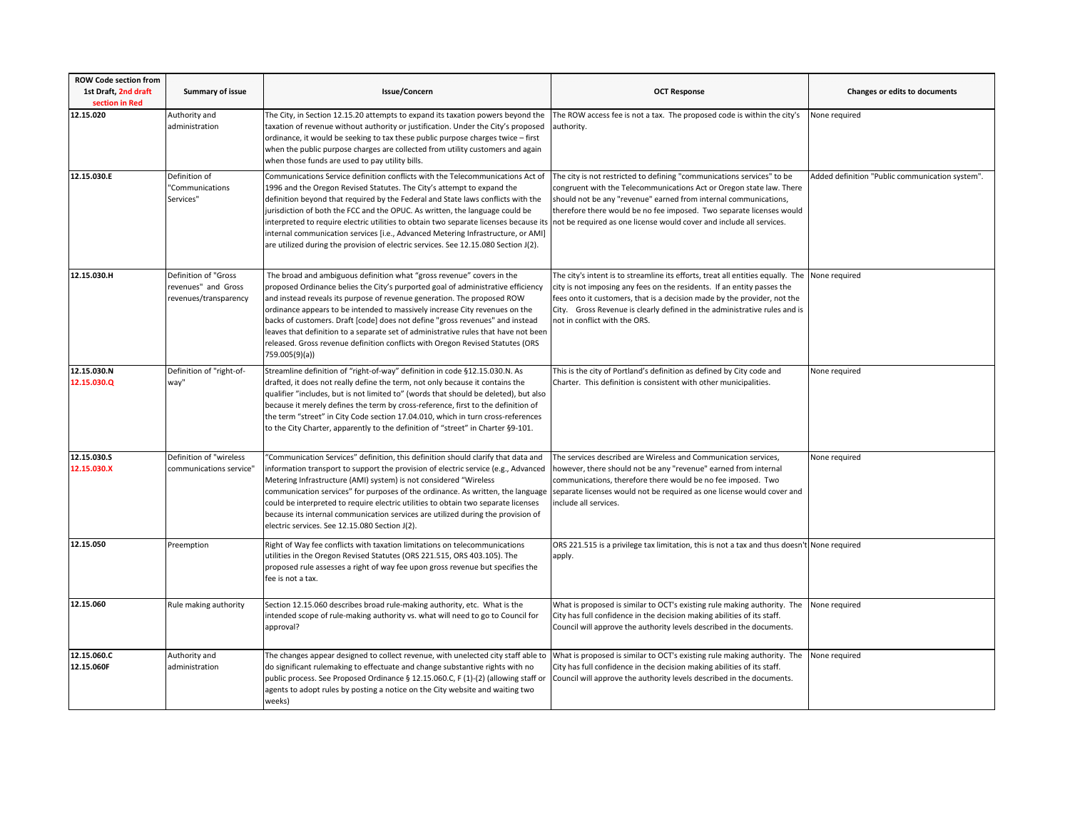| ROW Code section from 1st Draft, 2nd draft section in Red | Summary of issue | Issue/Concern | OCT Response | Changes or edits to documents |
|---|---|---|---|---|
| **12.15.020** | Authority and administration | The City, in Section 12.15.20 attempts to expand its taxation powers beyond the taxation of revenue without authority or justification. Under the City's proposed ordinance, it would be seeking to tax these public purpose charges twice – first when the public purpose charges are collected from utility customers and again when those funds are used to pay utility bills. | The ROW access fee is not a tax. The proposed code is within the city's authority. | None required |
| **12.15.030.E** | Definition of "Communications Services" | Communications Service definition conflicts with the Telecommunications Act of 1996 and the Oregon Revised Statutes. The City's attempt to expand the definition beyond that required by the Federal and State laws conflicts with the jurisdiction of both the FCC and the OPUC. As written, the language could be interpreted to require electric utilities to obtain two separate licenses because its internal communication services [i.e., Advanced Metering Infrastructure, or AMI] are utilized during the provision of electric services. See 12.15.080 Section J(2). | The city is not restricted to defining "communications services" to be congruent with the Telecommunications Act or Oregon state law. There should not be any "revenue" earned from internal communications, therefore there would be no fee imposed. Two separate licenses would not be required as one license would cover and include all services. | Added definition "Public communication system". |
| **12.15.030.H** | Definition of "Gross revenues" and Gross revenues/transparency | The broad and ambiguous definition what "gross revenue" covers in the proposed Ordinance belies the City's purported goal of administrative efficiency and instead reveals its purpose of revenue generation. The proposed ROW ordinance appears to be intended to massively increase City revenues on the backs of customers. Draft [code] does not define "gross revenues" and instead leaves that definition to a separate set of administrative rules that have not been released. Gross revenue definition conflicts with Oregon Revised Statutes (ORS 759.005(9)(a)) | The city's intent is to streamline its efforts, treat all entities equally. The city is not imposing any fees on the residents. If an entity passes the fees onto it customers, that is a decision made by the provider, not the City. Gross Revenue is clearly defined in the administrative rules and is not in conflict with the ORS. | None required |
| **12.15.030.N** **12.15.030.Q** | Definition of "right-of-way" | Streamline definition of "right-of-way" definition in code §12.15.030.N. As drafted, it does not really define the term, not only because it contains the qualifier "includes, but is not limited to" (words that should be deleted), but also because it merely defines the term by cross-reference, first to the definition of the term "street" in City Code section 17.04.010, which in turn cross-references to the City Charter, apparently to the definition of "street" in Charter §9-101. | This is the city of Portland's definition as defined by City code and Charter. This definition is consistent with other municipalities. | None required |
| **12.15.030.S** **12.15.030.X** | Definition of "wireless communications service" | "Communication Services" definition, this definition should clarify that data and information transport to support the provision of electric service (e.g., Advanced Metering Infrastructure (AMI) system) is not considered "Wireless communication services" for purposes of the ordinance. As written, the language could be interpreted to require electric utilities to obtain two separate licenses because its internal communication services are utilized during the provision of electric services. See 12.15.080 Section J(2). | The services described are Wireless and Communication services, however, there should not be any "revenue" earned from internal communications, therefore there would be no fee imposed. Two separate licenses would not be required as one license would cover and include all services. | None required |
| **12.15.050** | Preemption | Right of Way fee conflicts with taxation limitations on telecommunications utilities in the Oregon Revised Statutes (ORS 221.515, ORS 403.105). The proposed rule assesses a right of way fee upon gross revenue but specifies the fee is not a tax. | ORS 221.515 is a privilege tax limitation, this is not a tax and thus doesn't apply. | None required |
| **12.15.060** | Rule making authority | Section 12.15.060 describes broad rule-making authority, etc. What is the intended scope of rule-making authority vs. what will need to go to Council for approval? | What is proposed is similar to OCT's existing rule making authority. The City has full confidence in the decision making abilities of its staff. Council will approve the authority levels described in the documents. | None required |
| **12.15.060.C** **12.15.060F** | Authority and administration | The changes appear designed to collect revenue, with unelected city staff able to do significant rulemaking to effectuate and change substantive rights with no public process. See Proposed Ordinance § 12.15.060.C, F (1)-(2) (allowing staff or agents to adopt rules by posting a notice on the City website and waiting two weeks) | What is proposed is similar to OCT's existing rule making authority. The City has full confidence in the decision making abilities of its staff. Council will approve the authority levels described in the documents. | None required |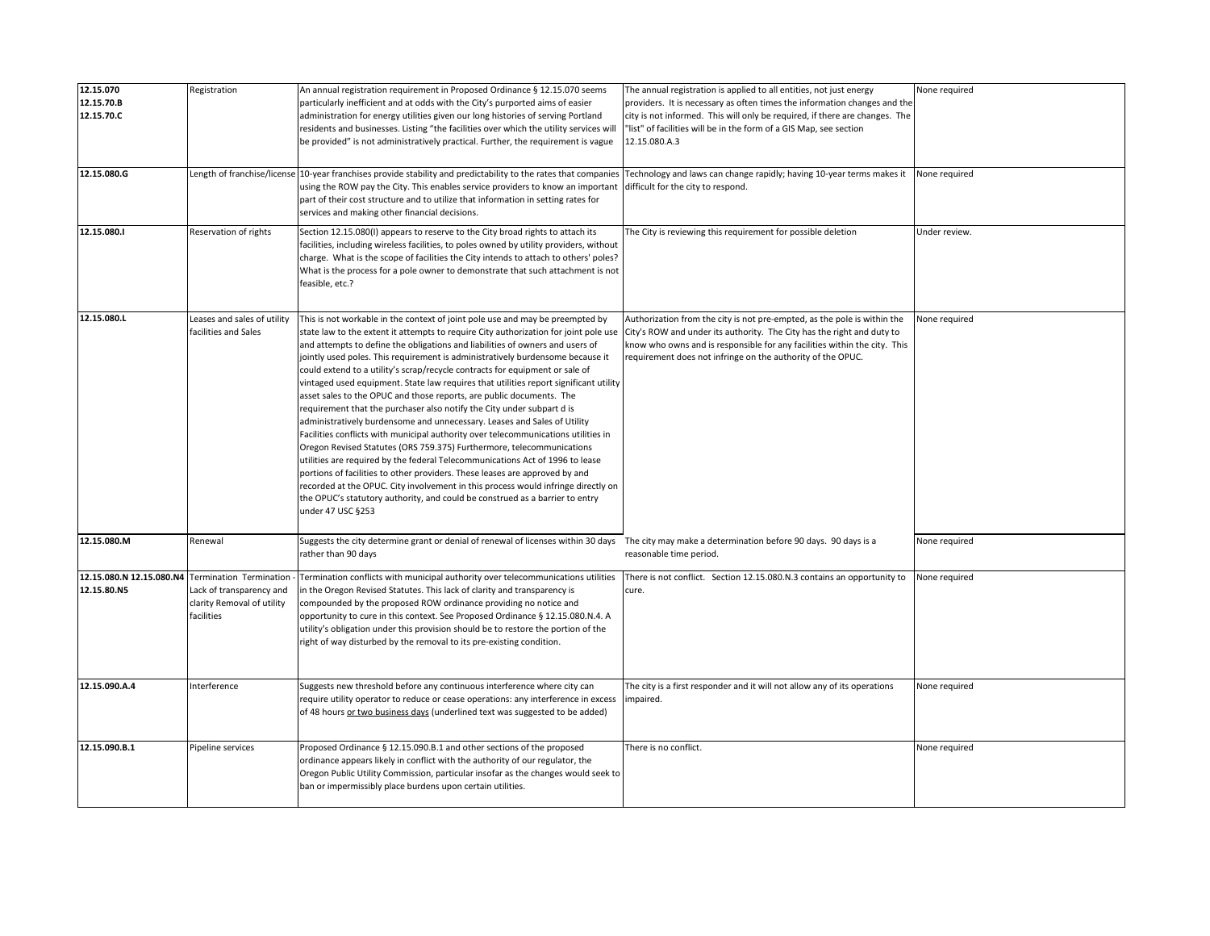| | | | | |
|---|---|---|---|---|
| **12.15.070**<br>**12.15.70.B**<br>**12.15.70.C** | Registration | An annual registration requirement in Proposed Ordinance § 12.15.070 seems particularly inefficient and at odds with the City's purported aims of easier administration for energy utilities given our long histories of serving Portland residents and businesses. Listing "the facilities over which the utility services will be provided" is not administratively practical. Further, the requirement is vague | The annual registration is applied to all entities, not just energy providers. It is necessary as often times the information changes and the city is not informed. This will only be required, if there are changes. The "list" of facilities will be in the form of a GIS Map, see section 12.15.080.A.3 | None required |
| **12.15.080.G** | Length of franchise/license | 10-year franchises provide stability and predictability to the rates that companies using the ROW pay the City. This enables service providers to know an important part of their cost structure and to utilize that information in setting rates for services and making other financial decisions. | Technology and laws can change rapidly; having 10-year terms makes it difficult for the city to respond. | None required |
| **12.15.080.I** | Reservation of rights | Section 12.15.080(I) appears to reserve to the City broad rights to attach its facilities, including wireless facilities, to poles owned by utility providers, without charge. What is the scope of facilities the City intends to attach to others' poles? What is the process for a pole owner to demonstrate that such attachment is not feasible, etc.? | The City is reviewing this requirement for possible deletion | Under review. |
| **12.15.080.L** | Leases and sales of utility facilities and Sales | This is not workable in the context of joint pole use and may be preempted by state law to the extent it attempts to require City authorization for joint pole use and attempts to define the obligations and liabilities of owners and users of jointly used poles. This requirement is administratively burdensome because it could extend to a utility's scrap/recycle contracts for equipment or sale of vintaged used equipment. State law requires that utilities report significant utility asset sales to the OPUC and those reports, are public documents. The requirement that the purchaser also notify the City under subpart d is administratively burdensome and unnecessary. Leases and Sales of Utility Facilities conflicts with municipal authority over telecommunications utilities in Oregon Revised Statutes (ORS 759.375) Furthermore, telecommunications utilities are required by the federal Telecommunications Act of 1996 to lease portions of facilities to other providers. These leases are approved by and recorded at the OPUC. City involvement in this process would infringe directly on the OPUC's statutory authority, and could be construed as a barrier to entry under 47 USC §253 | Authorization from the city is not pre-empted, as the pole is within the City's ROW and under its authority. The City has the right and duty to know who owns and is responsible for any facilities within the city. This requirement does not infringe on the authority of the OPUC. | None required |
| **12.15.080.M** | Renewal | Suggests the city determine grant or denial of renewal of licenses within 30 days rather than 90 days | The city may make a determination before 90 days. 90 days is a reasonable time period. | None required |
| **12.15.080.N 12.15.080.N4**<br>**12.15.80.N5** | Termination Termination - Lack of transparency and clarity Removal of utility facilities | Termination conflicts with municipal authority over telecommunications utilities in the Oregon Revised Statutes. This lack of clarity and transparency is compounded by the proposed ROW ordinance providing no notice and opportunity to cure in this context. See Proposed Ordinance § 12.15.080.N.4. A utility's obligation under this provision should be to restore the portion of the right of way disturbed by the removal to its pre-existing condition. | There is not conflict. Section 12.15.080.N.3 contains an opportunity to cure. | None required |
| **12.15.090.A.4** | Interference | Suggests new threshold before any continuous interference where city can require utility operator to reduce or cease operations: any interference in excess of 48 hours <u>or two business days</u> (underlined text was suggested to be added) | The city is a first responder and it will not allow any of its operations impaired. | None required |
| **12.15.090.B.1** | Pipeline services | Proposed Ordinance § 12.15.090.B.1 and other sections of the proposed ordinance appears likely in conflict with the authority of our regulator, the Oregon Public Utility Commission, particular insofar as the changes would seek to ban or impermissibly place burdens upon certain utilities. | There is no conflict. | None required |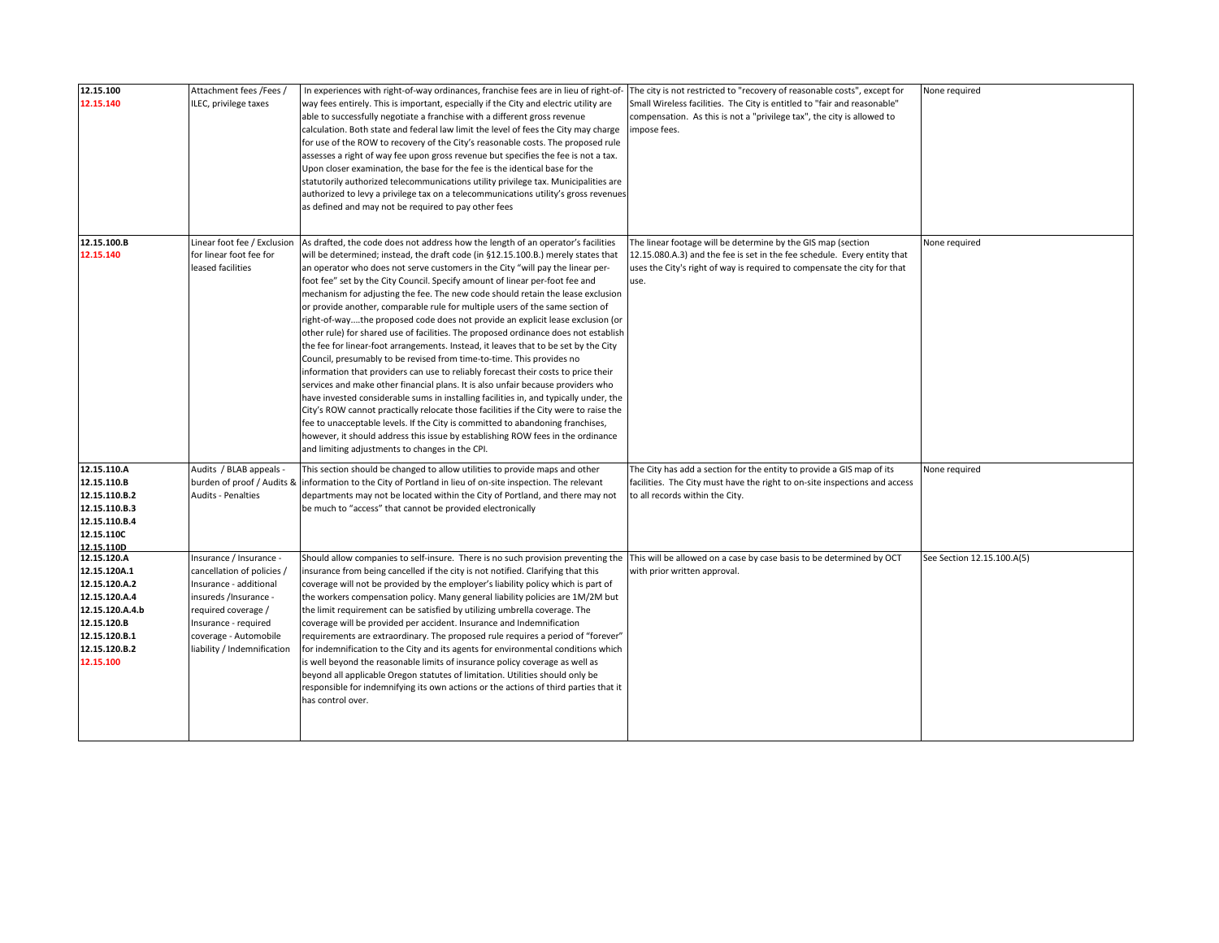| | | | | |
|---|---|---|---|---|
| **12.15.100**<br>**12.15.140** | Attachment fees /Fees / ILEC, privilege taxes | In experiences with right-of-way ordinances, franchise fees are in lieu of right-of-way fees entirely. This is important, especially if the City and electric utility are able to successfully negotiate a franchise with a different gross revenue calculation. Both state and federal law limit the level of fees the City may charge for use of the ROW to recovery of the City's reasonable costs. The proposed rule assesses a right of way fee upon gross revenue but specifies the fee is not a tax. Upon closer examination, the base for the fee is the identical base for the statutorily authorized telecommunications utility privilege tax. Municipalities are authorized to levy a privilege tax on a telecommunications utility's gross revenues as defined and may not be required to pay other fees | The city is not restricted to "recovery of reasonable costs", except for Small Wireless facilities. The City is entitled to "fair and reasonable" compensation. As this is not a "privilege tax", the city is allowed to impose fees. | None required |
| **12.15.100.B**<br>**12.15.140** | Linear foot fee / Exclusion for linear foot fee for leased facilities | As drafted, the code does not address how the length of an operator's facilities will be determined; instead, the draft code (in §12.15.100.B.) merely states that an operator who does not serve customers in the City "will pay the linear per-foot fee" set by the City Council. Specify amount of linear per-foot fee and mechanism for adjusting the fee. The new code should retain the lease exclusion or provide another, comparable rule for multiple users of the same section of right-of-way....the proposed code does not provide an explicit lease exclusion (or other rule) for shared use of facilities. The proposed ordinance does not establish the fee for linear-foot arrangements. Instead, it leaves that to be set by the City Council, presumably to be revised from time-to-time. This provides no information that providers can use to reliably forecast their costs to price their services and make other financial plans. It is also unfair because providers who have invested considerable sums in installing facilities in, and typically under, the City's ROW cannot practically relocate those facilities if the City were to raise the fee to unacceptable levels. If the City is committed to abandoning franchises, however, it should address this issue by establishing ROW fees in the ordinance and limiting adjustments to changes in the CPI. | The linear footage will be determine by the GIS map (section 12.15.080.A.3) and the fee is set in the fee schedule. Every entity that uses the City's right of way is required to compensate the city for that use. | None required |
| **12.15.110.A**<br>**12.15.110.B**<br>**12.15.110.B.2**<br>**12.15.110.B.3**<br>**12.15.110.B.4**<br>**12.15.110C**<br>**12.15.110D** | Audits / BLAB appeals - burden of proof / Audits & Audits - Penalties | This section should be changed to allow utilities to provide maps and other information to the City of Portland in lieu of on-site inspection. The relevant departments may not be located within the City of Portland, and there may not be much to "access" that cannot be provided electronically | The City has add a section for the entity to provide a GIS map of its facilities. The City must have the right to on-site inspections and access to all records within the City. | None required |
| **12.15.120.A**<br>**12.15.120A.1**<br>**12.15.120.A.2**<br>**12.15.120.A.4**<br>**12.15.120.A.4.b**<br>**12.15.120.B**<br>**12.15.120.B.1**<br>**12.15.120.B.2**<br>**12.15.100** | Insurance / Insurance - cancellation of policies / Insurance - additional insureds /Insurance - required coverage / Insurance - required coverage - Automobile liability / Indemnification | Should allow companies to self-insure. There is no such provision preventing the insurance from being cancelled if the city is not notified. Clarifying that this coverage will not be provided by the employer's liability policy which is part of the workers compensation policy. Many general liability policies are 1M/2M but the limit requirement can be satisfied by utilizing umbrella coverage. The coverage will be provided per accident. Insurance and Indemnification requirements are extraordinary. The proposed rule requires a period of "forever" for indemnification to the City and its agents for environmental conditions which is well beyond the reasonable limits of insurance policy coverage as well as beyond all applicable Oregon statutes of limitation. Utilities should only be responsible for indemnifying its own actions or the actions of third parties that it has control over. | This will be allowed on a case by case basis to be determined by OCT with prior written approval. | See Section 12.15.100.A(5) |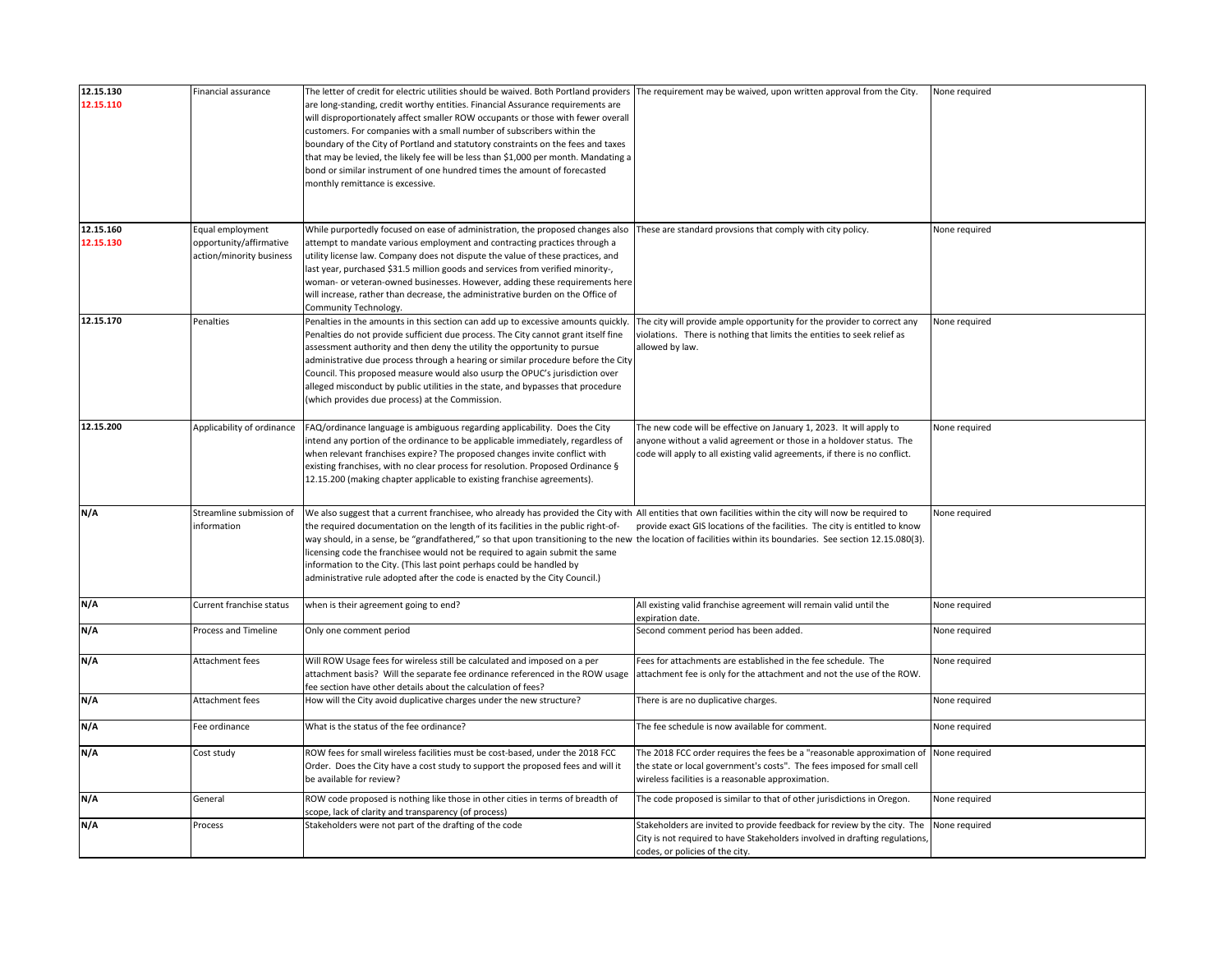| | | | | |
|---|---|---|---|---|
| **12.15.130** **12.15.110** | Financial assurance | The letter of credit for electric utilities should be waived. Both Portland providers are long-standing, credit worthy entities. Financial Assurance requirements are will disproportionately affect smaller ROW occupants or those with fewer overall customers. For companies with a small number of subscribers within the boundary of the City of Portland and statutory constraints on the fees and taxes that may be levied, the likely fee will be less than $1,000 per month. Mandating a bond or similar instrument of one hundred times the amount of forecasted monthly remittance is excessive. | The requirement may be waived, upon written approval from the City. | None required |
| **12.15.160** **12.15.130** | Equal employment opportunity/affirmative action/minority business | While purportedly focused on ease of administration, the proposed changes also attempt to mandate various employment and contracting practices through a utility license law. Company does not dispute the value of these practices, and last year, purchased $31.5 million goods and services from verified minority-, woman- or veteran-owned businesses. However, adding these requirements here will increase, rather than decrease, the administrative burden on the Office of Community Technology. | These are standard provsions that comply with city policy. | None required |
| **12.15.170** | Penalties | Penalties in the amounts in this section can add up to excessive amounts quickly. Penalties do not provide sufficient due process. The City cannot grant itself fine assessment authority and then deny the utility the opportunity to pursue administrative due process through a hearing or similar procedure before the City Council. This proposed measure would also usurp the OPUC's jurisdiction over alleged misconduct by public utilities in the state, and bypasses that procedure (which provides due process) at the Commission. | The city will provide ample opportunity for the provider to correct any violations. There is nothing that limits the entities to seek relief as allowed by law. | None required |
| **12.15.200** | Applicability of ordinance | FAQ/ordinance language is ambiguous regarding applicability. Does the City intend any portion of the ordinance to be applicable immediately, regardless of when relevant franchises expire? The proposed changes invite conflict with existing franchises, with no clear process for resolution. Proposed Ordinance § 12.15.200 (making chapter applicable to existing franchise agreements). | The new code will be effective on January 1, 2023. It will apply to anyone without a valid agreement or those in a holdover status. The code will apply to all existing valid agreements, if there is no conflict. | None required |
| **N/A** | Streamline submission of information | We also suggest that a current franchisee, who already has provided the City with the required documentation on the length of its facilities in the public right-of-way should, in a sense, be "grandfathered," so that upon transitioning to the new licensing code the franchisee would not be required to again submit the same information to the City. (This last point perhaps could be handled by administrative rule adopted after the code is enacted by the City Council.) | All entities that own facilities within the city will now be required to provide exact GIS locations of the facilities. The city is entitled to know the location of facilities within its boundaries. See section 12.15.080(3). | None required |
| **N/A** | Current franchise status | when is their agreement going to end? | All existing valid franchise agreement will remain valid until the expiration date. | None required |
| **N/A** | Process and Timeline | Only one comment period | Second comment period has been added. | None required |
| **N/A** | Attachment fees | Will ROW Usage fees for wireless still be calculated and imposed on a per attachment basis? Will the separate fee ordinance referenced in the ROW usage fee section have other details about the calculation of fees? | Fees for attachments are established in the fee schedule. The attachment fee is only for the attachment and not the use of the ROW. | None required |
| **N/A** | Attachment fees | How will the City avoid duplicative charges under the new structure? | There is are no duplicative charges. | None required |
| **N/A** | Fee ordinance | What is the status of the fee ordinance? | The fee schedule is now available for comment. | None required |
| **N/A** | Cost study | ROW fees for small wireless facilities must be cost-based, under the 2018 FCC Order. Does the City have a cost study to support the proposed fees and will it be available for review? | The 2018 FCC order requires the fees be a "reasonable approximation of the state or local government's costs". The fees imposed for small cell wireless facilities is a reasonable approximation. | None required |
| **N/A** | General | ROW code proposed is nothing like those in other cities in terms of breadth of scope, lack of clarity and transparency (of process) | The code proposed is similar to that of other jurisdictions in Oregon. | None required |
| **N/A** | Process | Stakeholders were not part of the drafting of the code | Stakeholders are invited to provide feedback for review by the city. The City is not required to have Stakeholders involved in drafting regulations, codes, or policies of the city. | None required |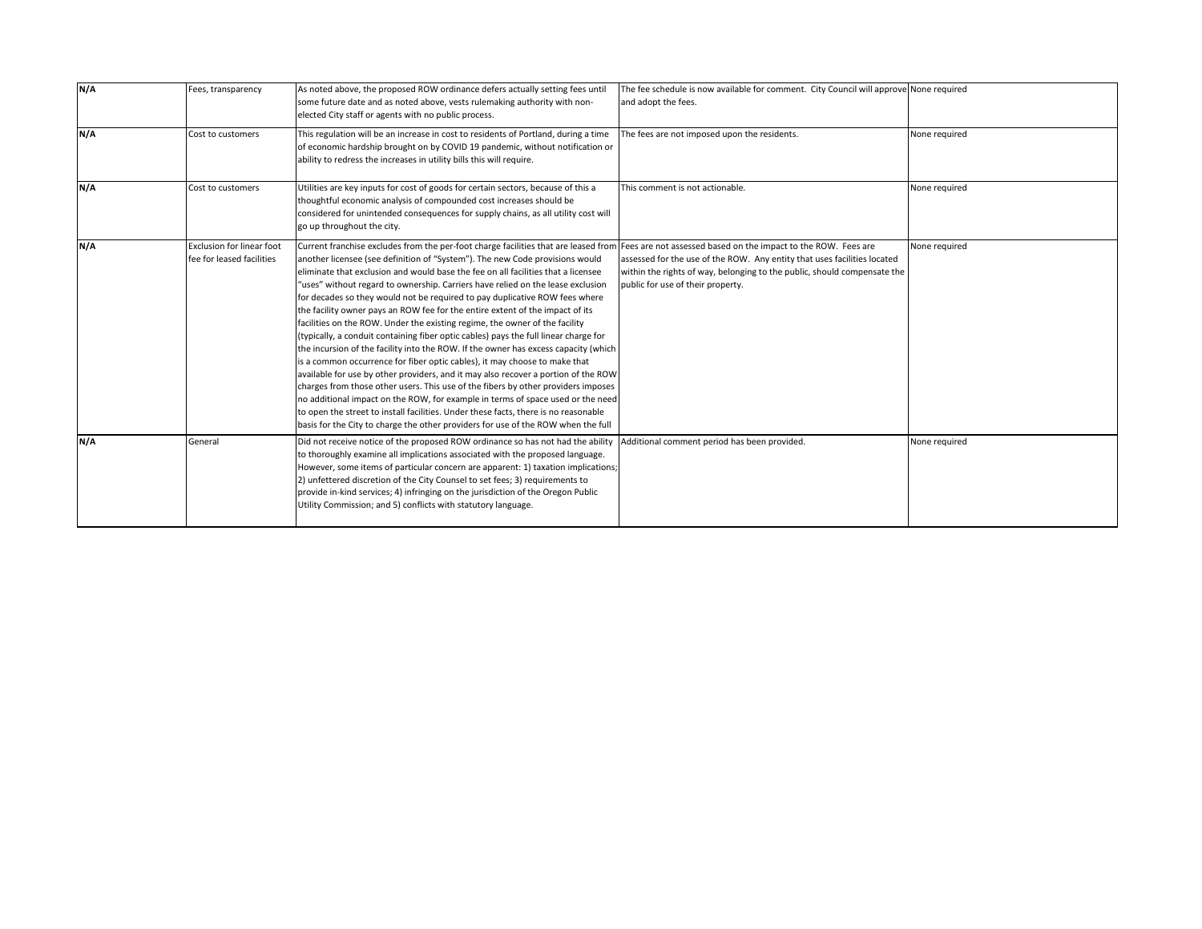| | | | | |
|---|---|---|---|---|
| **N/A** | Fees, transparency | As noted above, the proposed ROW ordinance defers actually setting fees until some future date and as noted above, vests rulemaking authority with non-elected City staff or agents with no public process. | The fee schedule is now available for comment. City Council will approve and adopt the fees. | None required |
| **N/A** | Cost to customers | This regulation will be an increase in cost to residents of Portland, during a time of economic hardship brought on by COVID 19 pandemic, without notification or ability to redress the increases in utility bills this will require. | The fees are not imposed upon the residents. | None required |
| **N/A** | Cost to customers | Utilities are key inputs for cost of goods for certain sectors, because of this a thoughtful economic analysis of compounded cost increases should be considered for unintended consequences for supply chains, as all utility cost will go up throughout the city. | This comment is not actionable. | None required |
| **N/A** | Exclusion for linear foot fee for leased facilities | Current franchise excludes from the per-foot charge facilities that are leased from another licensee (see definition of "System"). The new Code provisions would eliminate that exclusion and would base the fee on all facilities that a licensee "uses" without regard to ownership. Carriers have relied on the lease exclusion for decades so they would not be required to pay duplicative ROW fees where the facility owner pays an ROW fee for the entire extent of the impact of its facilities on the ROW. Under the existing regime, the owner of the facility (typically, a conduit containing fiber optic cables) pays the full linear charge for the incursion of the facility into the ROW. If the owner has excess capacity (which is a common occurrence for fiber optic cables), it may choose to make that available for use by other providers, and it may also recover a portion of the ROW charges from those other users. This use of the fibers by other providers imposes no additional impact on the ROW, for example in terms of space used or the need to open the street to install facilities. Under these facts, there is no reasonable basis for the City to charge the other providers for use of the ROW when the full | Fees are not assessed based on the impact to the ROW. Fees are assessed for the use of the ROW. Any entity that uses facilities located within the rights of way, belonging to the public, should compensate the public for use of their property. | None required |
| **N/A** | General | Did not receive notice of the proposed ROW ordinance so has not had the ability to thoroughly examine all implications associated with the proposed language. However, some items of particular concern are apparent: 1) taxation implications; 2) unfettered discretion of the City Counsel to set fees; 3) requirements to provide in-kind services; 4) infringing on the jurisdiction of the Oregon Public Utility Commission; and 5) conflicts with statutory language. | Additional comment period has been provided. | None required |